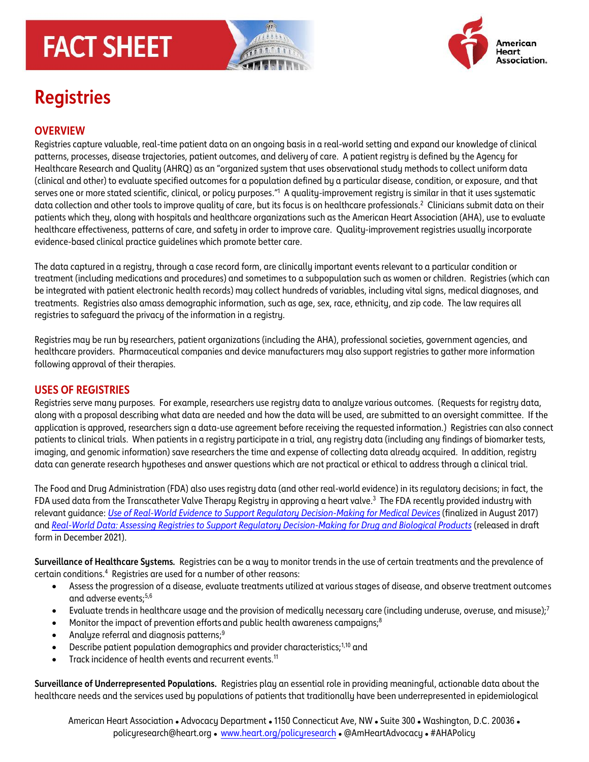# FACT SHEET

# Registries

## OVERVIEW

Registries capture valuable, real-time patient data on an ongoing basis in a real-world setting and expand our knowledge of clinical patterns, processes, disease trajectories, patient outcomes, and delivery of care. A patient registry is defined by the Agency for Healthcare Research and Quality (AHRQ) as an "organized system that uses observational study methods to collect uniform data (clinical and other) to evaluate specified outcomes for a population defined by a particular disease, condition, or exposure, and that serves one or more stated scientific, clinical, or policy purposes."[1] A quality-improvement registry is similar in that it uses systematic data collection and other tools to improve quality of care, but its focus is on healthcare professionals.[2] Clinicians submit data on their patients which they, along with hospitals and healthcare organizations such as the American Heart Association (AHA), use to evaluate healthcare effectiveness, patterns of care, and safety in order to improve care. Quality-improvement registries usually incorporate evidence-based clinical practice guidelines which promote better care.

The data captured in a registry, through a case record form, are clinically important events relevant to a particular condition or treatment (including medications and procedures) and sometimes to a subpopulation such as women or children. Registries (which can be integrated with patient electronic health records) may collect hundreds of variables, including vital signs, medical diagnoses, and treatments. Registries also amass demographic information, such as age, sex, race, ethnicity, and zip code. The law requires all registries to safeguard the privacy of the information in a registry.

Registries may be run by researchers, patient organizations (including the AHA), professional societies, government agencies, and healthcare providers. Pharmaceutical companies and device manufacturers may also support registries to gather more information following approval of their therapies.

## USES OF REGISTRIES

Registries serve many purposes. For example, researchers use registry data to analyze various outcomes. (Requests for registry data, along with a proposal describing what data are needed and how the data will be used, are submitted to an oversight committee. If the application is approved, researchers sign a data-use agreement before receiving the requested information.) Registries can also connect patients to clinical trials. When patients in a registry participate in a trial, any registry data (including any findings of biomarker tests, imaging, and genomic information) save researchers the time and expense of collecting data already acquired. In addition, registry data can generate research hypotheses and answer questions which are not practical or ethical to address through a clinical trial.

The Food and Drug Administration (FDA) also uses registry data (and other real-world evidence) in its regulatory decisions; in fact, the FDA used data from the Transcatheter Valve Therapy Registry in approving a heart valve.[3] The FDA recently provided industry with relevant guidance: *Use of Real-World Evidence to Support Regulatory Decision-Making for Medical Devices* (finalized in August 2017) and *Real-World Data: Assessing Registries to Support Regulatory Decision-Making for Drug and Biological Products* (released in draft form in December 2021).

**Surveillance of Healthcare Systems.** Registries can be a way to monitor trends in the use of certain treatments and the prevalence of certain conditions.[4] Registries are used for a number of other reasons:

- Assess the progression of a disease, evaluate treatments utilized at various stages of disease, and observe treatment outcomes and adverse events;[5,6]
- Evaluate trends in healthcare usage and the provision of medically necessary care (including underuse, overuse, and misuse);[7]
- Monitor the impact of prevention efforts and public health awareness campaigns;[8]
- Analyze referral and diagnosis patterns;[9]
- Describe patient population demographics and provider characteristics;[1,10] and
- Track incidence of health events and recurrent events.[11]

**Surveillance of Underrepresented Populations.** Registries play an essential role in providing meaningful, actionable data about the healthcare needs and the services used by populations of patients that traditionally have been underrepresented in epidemiological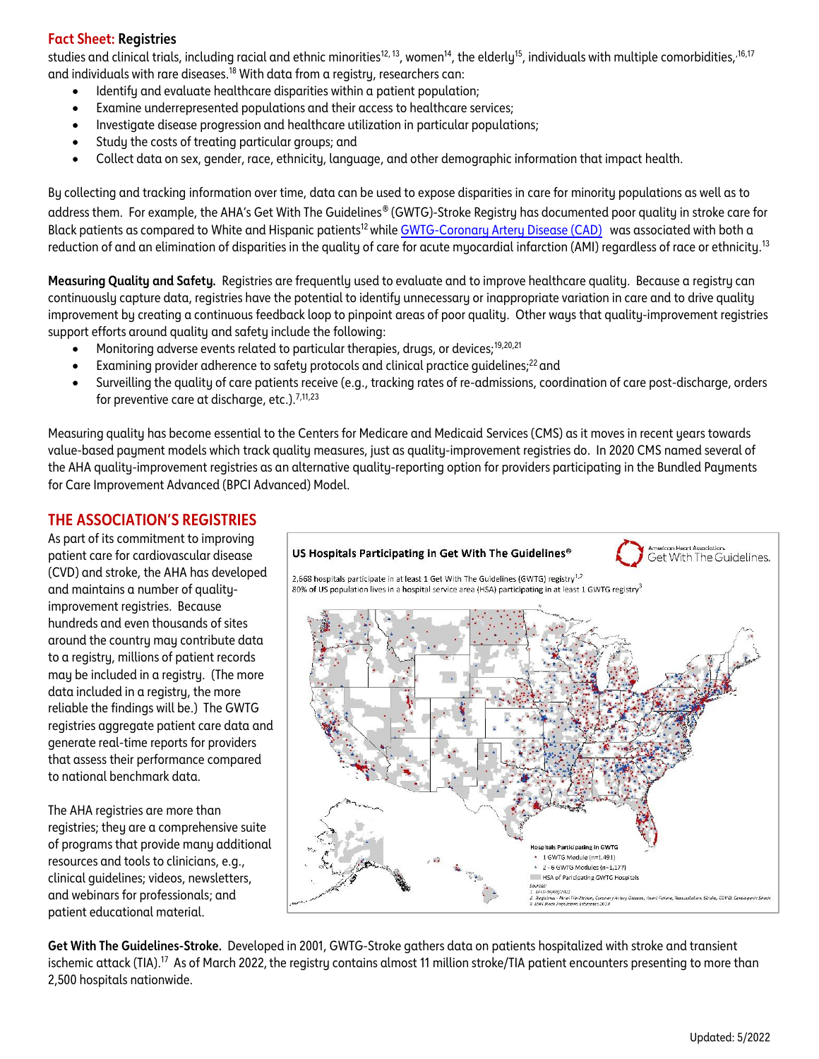**Fact Sheet: Registries**

studies and clinical trials, including racial and ethnic minorities[12, 13], women[14], the elderly[15], individuals with multiple comorbidities,[16,17] and individuals with rare diseases.[18] With data from a registry, researchers can:

- Identify and evaluate healthcare disparities within a patient population;
- Examine underrepresented populations and their access to healthcare services;
- Investigate disease progression and healthcare utilization in particular populations;
- Study the costs of treating particular groups; and
- Collect data on sex, gender, race, ethnicity, language, and other demographic information that impact health.

By collecting and tracking information over time, data can be used to expose disparities in care for minority populations as well as to address them. For example, the AHA's Get With The Guidelines® (GWTG)-Stroke Registry has documented poor quality in stroke care for Black patients as compared to White and Hispanic patients[12] while GWTG-Coronary Artery Disease (CAD) was associated with both a reduction of and an elimination of disparities in the quality of care for acute myocardial infarction (AMI) regardless of race or ethnicity.[13]

**Measuring Quality and Safety.** Registries are frequently used to evaluate and to improve healthcare quality. Because a registry can continuously capture data, registries have the potential to identify unnecessary or inappropriate variation in care and to drive quality improvement by creating a continuous feedback loop to pinpoint areas of poor quality. Other ways that quality-improvement registries support efforts around quality and safety include the following:

- Monitoring adverse events related to particular therapies, drugs, or devices;[19,20,21]
- Examining provider adherence to safety protocols and clinical practice guidelines;[22] and
- Surveilling the quality of care patients receive (e.g., tracking rates of re-admissions, coordination of care post-discharge, orders for preventive care at discharge, etc.).[7,11,23]

Measuring quality has become essential to the Centers for Medicare and Medicaid Services (CMS) as it moves in recent years towards value-based payment models which track quality measures, just as quality-improvement registries do. In 2020 CMS named several of the AHA quality-improvement registries as an alternative quality-reporting option for providers participating in the Bundled Payments for Care Improvement Advanced (BPCI Advanced) Model.

## THE ASSOCIATION'S REGISTRIES

As part of its commitment to improving patient care for cardiovascular disease (CVD) and stroke, the AHA has developed and maintains a number of quality-improvement registries. Because hundreds and even thousands of sites around the country may contribute data to a registry, millions of patient records may be included in a registry. (The more data included in a registry, the more reliable the findings will be.) The GWTG registries aggregate patient care data and generate real-time reports for providers that assess their performance compared to national benchmark data.

The AHA registries are more than registries; they are a comprehensive suite of programs that provide many additional resources and tools to clinicians, e.g., clinical guidelines; videos, newsletters, and webinars for professionals; and patient educational material.

**US Hospitals Participating in Get With The Guidelines®**

2,668 hospitals participate in at least 1 Get With The Guidelines (GWTG) registry[1,2]
80% of US population lives in a hospital service area (HSA) participating in at least 1 GWTG registry[3]

Hospitals Participating in GWTG
- 1 GWTG Module (n=1,491)
- 2 - 6 GWTG Modules (n=1,177)
- HSA of Participating GWTG Hospitals

**Get With The Guidelines-Stroke.** Developed in 2001, GWTG-Stroke gathers data on patients hospitalized with stroke and transient ischemic attack (TIA).[17] As of March 2022, the registry contains almost 11 million stroke/TIA patient encounters presenting to more than 2,500 hospitals nationwide.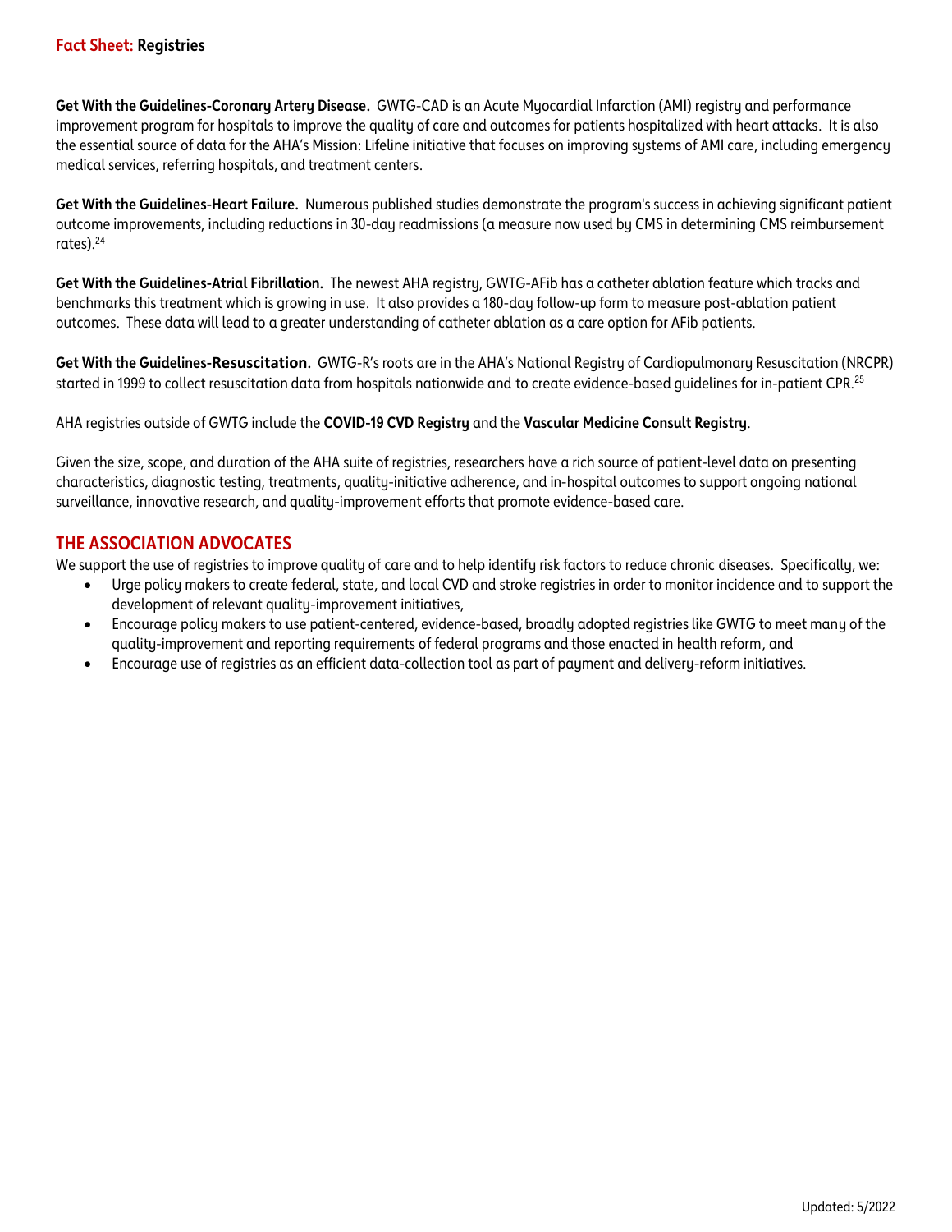**Get With the Guidelines-Coronary Artery Disease.** GWTG-CAD is an Acute Myocardial Infarction (AMI) registry and performance improvement program for hospitals to improve the quality of care and outcomes for patients hospitalized with heart attacks. It is also the essential source of data for the AHA's Mission: Lifeline initiative that focuses on improving systems of AMI care, including emergency medical services, referring hospitals, and treatment centers.

**Get With the Guidelines-Heart Failure.** Numerous published studies demonstrate the program's success in achieving significant patient outcome improvements, including reductions in 30-day readmissions (a measure now used by CMS in determining CMS reimbursement rates).[24]

**Get With the Guidelines-Atrial Fibrillation.** The newest AHA registry, GWTG-AFib has a catheter ablation feature which tracks and benchmarks this treatment which is growing in use. It also provides a 180-day follow-up form to measure post-ablation patient outcomes. These data will lead to a greater understanding of catheter ablation as a care option for AFib patients.

**Get With the Guidelines-Resuscitation.** GWTG-R's roots are in the AHA's National Registry of Cardiopulmonary Resuscitation (NRCPR) started in 1999 to collect resuscitation data from hospitals nationwide and to create evidence-based guidelines for in-patient CPR.[25]

AHA registries outside of GWTG include the **COVID-19 CVD Registry** and the **Vascular Medicine Consult Registry**.

Given the size, scope, and duration of the AHA suite of registries, researchers have a rich source of patient-level data on presenting characteristics, diagnostic testing, treatments, quality-initiative adherence, and in-hospital outcomes to support ongoing national surveillance, innovative research, and quality-improvement efforts that promote evidence-based care.

## THE ASSOCIATION ADVOCATES

We support the use of registries to improve quality of care and to help identify risk factors to reduce chronic diseases. Specifically, we:

- Urge policy makers to create federal, state, and local CVD and stroke registries in order to monitor incidence and to support the development of relevant quality-improvement initiatives,
- Encourage policy makers to use patient-centered, evidence-based, broadly adopted registries like GWTG to meet many of the quality-improvement and reporting requirements of federal programs and those enacted in health reform, and
- Encourage use of registries as an efficient data-collection tool as part of payment and delivery-reform initiatives.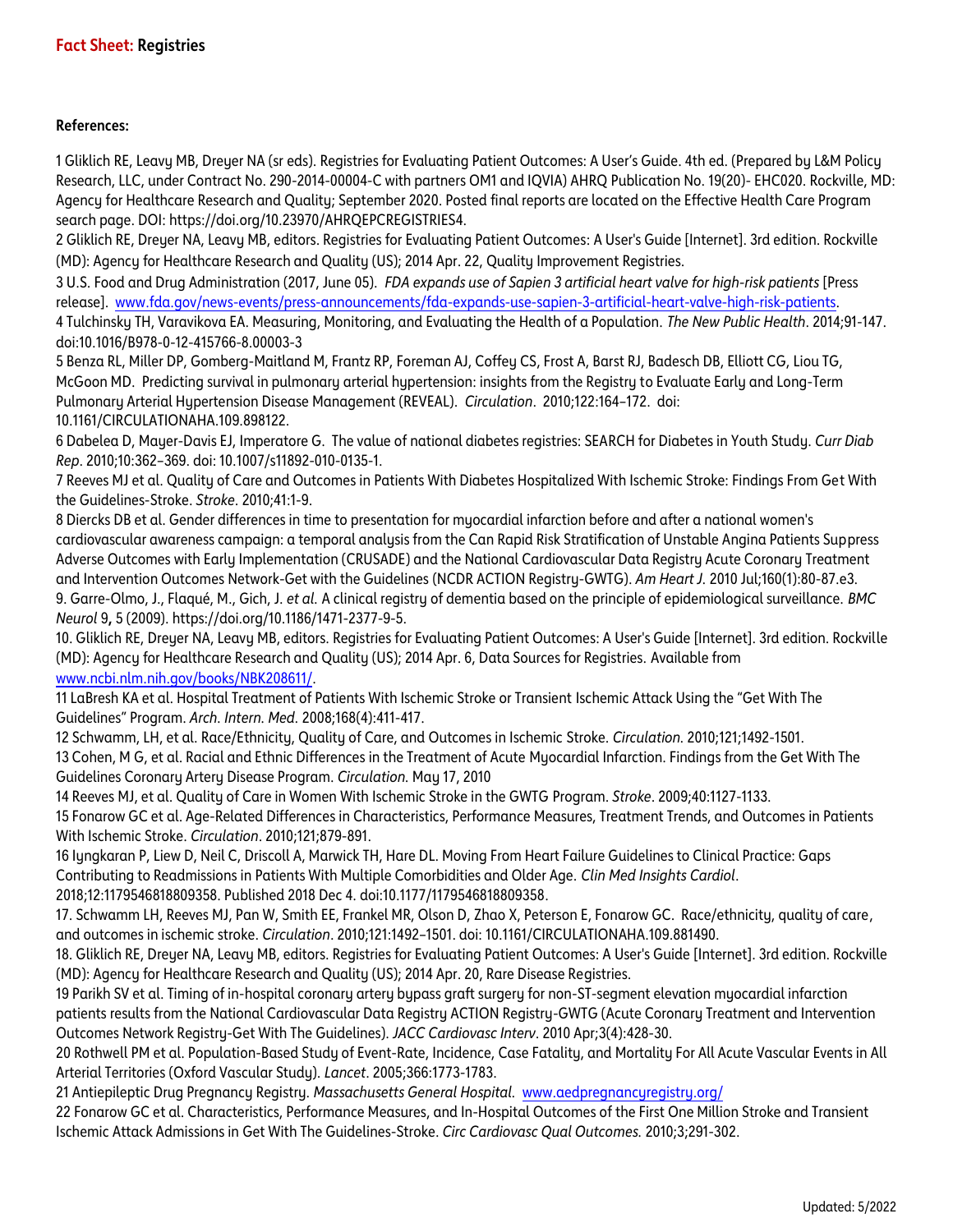**References:**

1 Gliklich RE, Leavy MB, Dreyer NA (sr eds). Registries for Evaluating Patient Outcomes: A User's Guide. 4th ed. (Prepared by L&M Policy Research, LLC, under Contract No. 290-2014-00004-C with partners OM1 and IQVIA) AHRQ Publication No. 19(20)- EHC020. Rockville, MD: Agency for Healthcare Research and Quality; September 2020. Posted final reports are located on the Effective Health Care Program search page. DOI: https://doi.org/10.23970/AHRQEPCREGISTRIES4.

2 Gliklich RE, Dreyer NA, Leavy MB, editors. Registries for Evaluating Patient Outcomes: A User's Guide [Internet]. 3rd edition. Rockville (MD): Agency for Healthcare Research and Quality (US); 2014 Apr. 22, Quality Improvement Registries.

3 U.S. Food and Drug Administration (2017, June 05). *FDA expands use of Sapien 3 artificial heart valve for high-risk patients* [Press release]. www.fda.gov/news-events/press-announcements/fda-expands-use-sapien-3-artificial-heart-valve-high-risk-patients.

4 Tulchinsky TH, Varavikova EA. Measuring, Monitoring, and Evaluating the Health of a Population. *The New Public Health*. 2014;91-147. doi:10.1016/B978-0-12-415766-8.00003-3

5 Benza RL, Miller DP, Gomberg-Maitland M, Frantz RP, Foreman AJ, Coffey CS, Frost A, Barst RJ, Badesch DB, Elliott CG, Liou TG, McGoon MD. Predicting survival in pulmonary arterial hypertension: insights from the Registry to Evaluate Early and Long-Term Pulmonary Arterial Hypertension Disease Management (REVEAL). *Circulation*. 2010;122:164–172. doi: 10.1161/CIRCULATIONAHA.109.898122.

6 Dabelea D, Mayer-Davis EJ, Imperatore G. The value of national diabetes registries: SEARCH for Diabetes in Youth Study. *Curr Diab Rep*. 2010;10:362–369. doi: 10.1007/s11892-010-0135-1.

7 Reeves MJ et al. Quality of Care and Outcomes in Patients With Diabetes Hospitalized With Ischemic Stroke: Findings From Get With the Guidelines-Stroke. *Stroke*. 2010;41:1-9.

8 Diercks DB et al. Gender differences in time to presentation for myocardial infarction before and after a national women's cardiovascular awareness campaign: a temporal analysis from the Can Rapid Risk Stratification of Unstable Angina Patients Suppress Adverse Outcomes with Early Implementation (CRUSADE) and the National Cardiovascular Data Registry Acute Coronary Treatment and Intervention Outcomes Network-Get with the Guidelines (NCDR ACTION Registry-GWTG). *Am Heart J*. 2010 Jul;160(1):80-87.e3.

9. Garre-Olmo, J., Flaqué, M., Gich, J. *et al.* A clinical registry of dementia based on the principle of epidemiological surveillance. *BMC Neurol* 9**,** 5 (2009). https://doi.org/10.1186/1471-2377-9-5.

10. Gliklich RE, Dreyer NA, Leavy MB, editors. Registries for Evaluating Patient Outcomes: A User's Guide [Internet]. 3rd edition. Rockville (MD): Agency for Healthcare Research and Quality (US); 2014 Apr. 6, Data Sources for Registries. Available from www.ncbi.nlm.nih.gov/books/NBK208611/.

11 LaBresh KA et al. Hospital Treatment of Patients With Ischemic Stroke or Transient Ischemic Attack Using the "Get With The Guidelines" Program. *Arch. Intern. Med.* 2008;168(4):411-417.

12 Schwamm, LH, et al. Race/Ethnicity, Quality of Care, and Outcomes in Ischemic Stroke. *Circulation.* 2010;121;1492-1501.

13 Cohen, M G, et al. Racial and Ethnic Differences in the Treatment of Acute Myocardial Infarction. Findings from the Get With The Guidelines Coronary Artery Disease Program. *Circulation.* May 17, 2010

14 Reeves MJ, et al. Quality of Care in Women With Ischemic Stroke in the GWTG Program. *Stroke*. 2009;40:1127-1133.

15 Fonarow GC et al. Age-Related Differences in Characteristics, Performance Measures, Treatment Trends, and Outcomes in Patients With Ischemic Stroke. *Circulation*. 2010;121;879-891.

16 Iyngkaran P, Liew D, Neil C, Driscoll A, Marwick TH, Hare DL. Moving From Heart Failure Guidelines to Clinical Practice: Gaps Contributing to Readmissions in Patients With Multiple Comorbidities and Older Age. *Clin Med Insights Cardiol*. 2018;12:1179546818809358. Published 2018 Dec 4. doi:10.1177/1179546818809358.

17. Schwamm LH, Reeves MJ, Pan W, Smith EE, Frankel MR, Olson D, Zhao X, Peterson E, Fonarow GC. Race/ethnicity, quality of care, and outcomes in ischemic stroke. *Circulation*. 2010;121:1492–1501. doi: 10.1161/CIRCULATIONAHA.109.881490.

18. Gliklich RE, Dreyer NA, Leavy MB, editors. Registries for Evaluating Patient Outcomes: A User's Guide [Internet]. 3rd edition. Rockville (MD): Agency for Healthcare Research and Quality (US); 2014 Apr. 20, Rare Disease Registries.

19 Parikh SV et al. Timing of in-hospital coronary artery bypass graft surgery for non-ST-segment elevation myocardial infarction patients results from the National Cardiovascular Data Registry ACTION Registry-GWTG (Acute Coronary Treatment and Intervention Outcomes Network Registry-Get With The Guidelines). *JACC Cardiovasc Interv*. 2010 Apr;3(4):428-30.

20 Rothwell PM et al. Population-Based Study of Event-Rate, Incidence, Case Fatality, and Mortality For All Acute Vascular Events in All Arterial Territories (Oxford Vascular Study). *Lancet*. 2005;366:1773-1783.

21 Antiepileptic Drug Pregnancy Registry. *Massachusetts General Hospital.* www.aedpregnancyregistry.org/

22 Fonarow GC et al. Characteristics, Performance Measures, and In-Hospital Outcomes of the First One Million Stroke and Transient Ischemic Attack Admissions in Get With The Guidelines-Stroke. *Circ Cardiovasc Qual Outcomes.* 2010;3;291-302.

Updated: 5/2022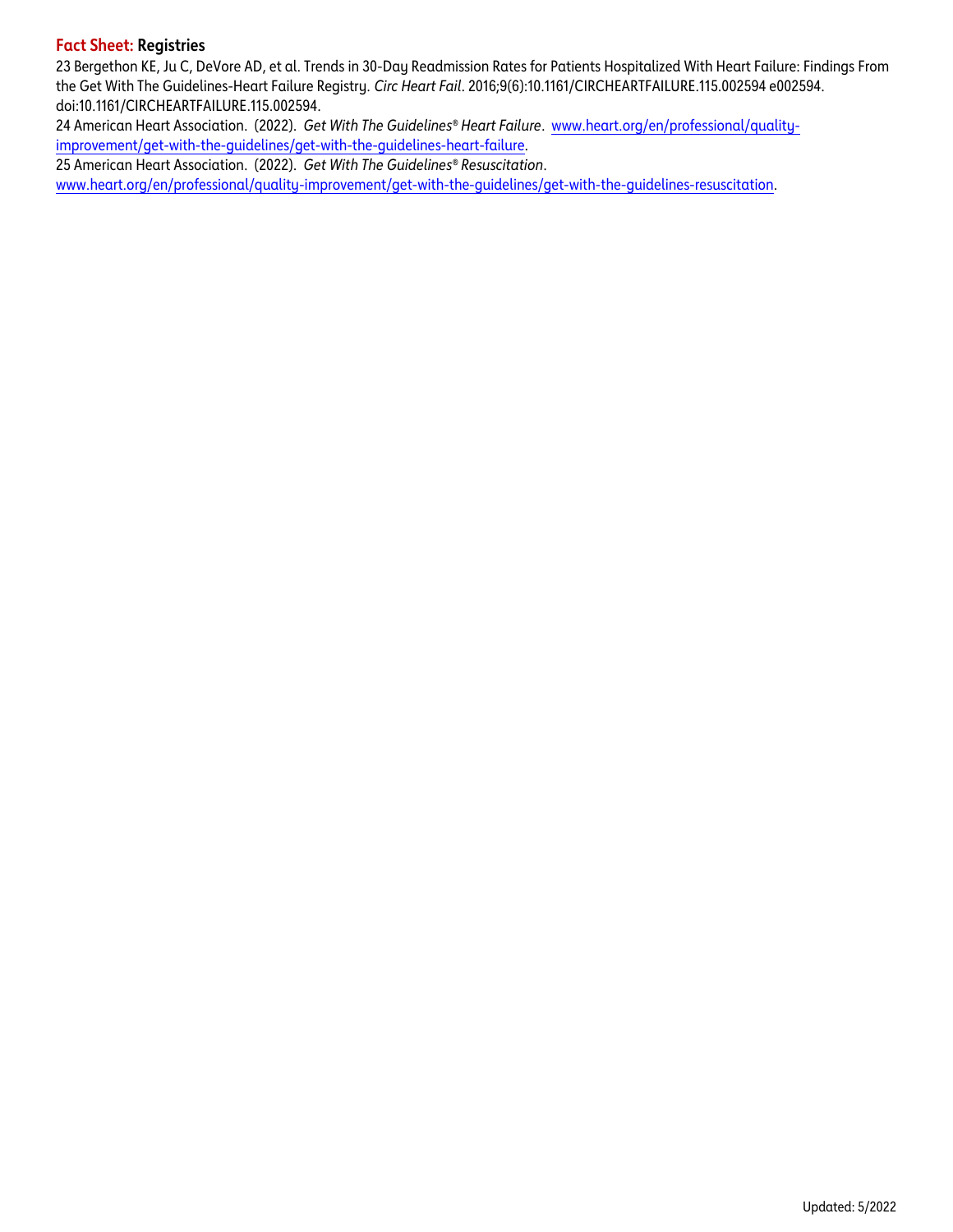**Fact Sheet: Registries**

23 Bergethon KE, Ju C, DeVore AD, et al. Trends in 30-Day Readmission Rates for Patients Hospitalized With Heart Failure: Findings From the Get With The Guidelines-Heart Failure Registry. *Circ Heart Fail*. 2016;9(6):10.1161/CIRCHEARTFAILURE.115.002594 e002594. doi:10.1161/CIRCHEARTFAILURE.115.002594.

24 American Heart Association. (2022). *Get With The Guidelines® Heart Failure*. www.heart.org/en/professional/quality-improvement/get-with-the-guidelines/get-with-the-guidelines-heart-failure.

25 American Heart Association. (2022). *Get With The Guidelines® Resuscitation*. www.heart.org/en/professional/quality-improvement/get-with-the-guidelines/get-with-the-guidelines-resuscitation.

Updated: 5/2022